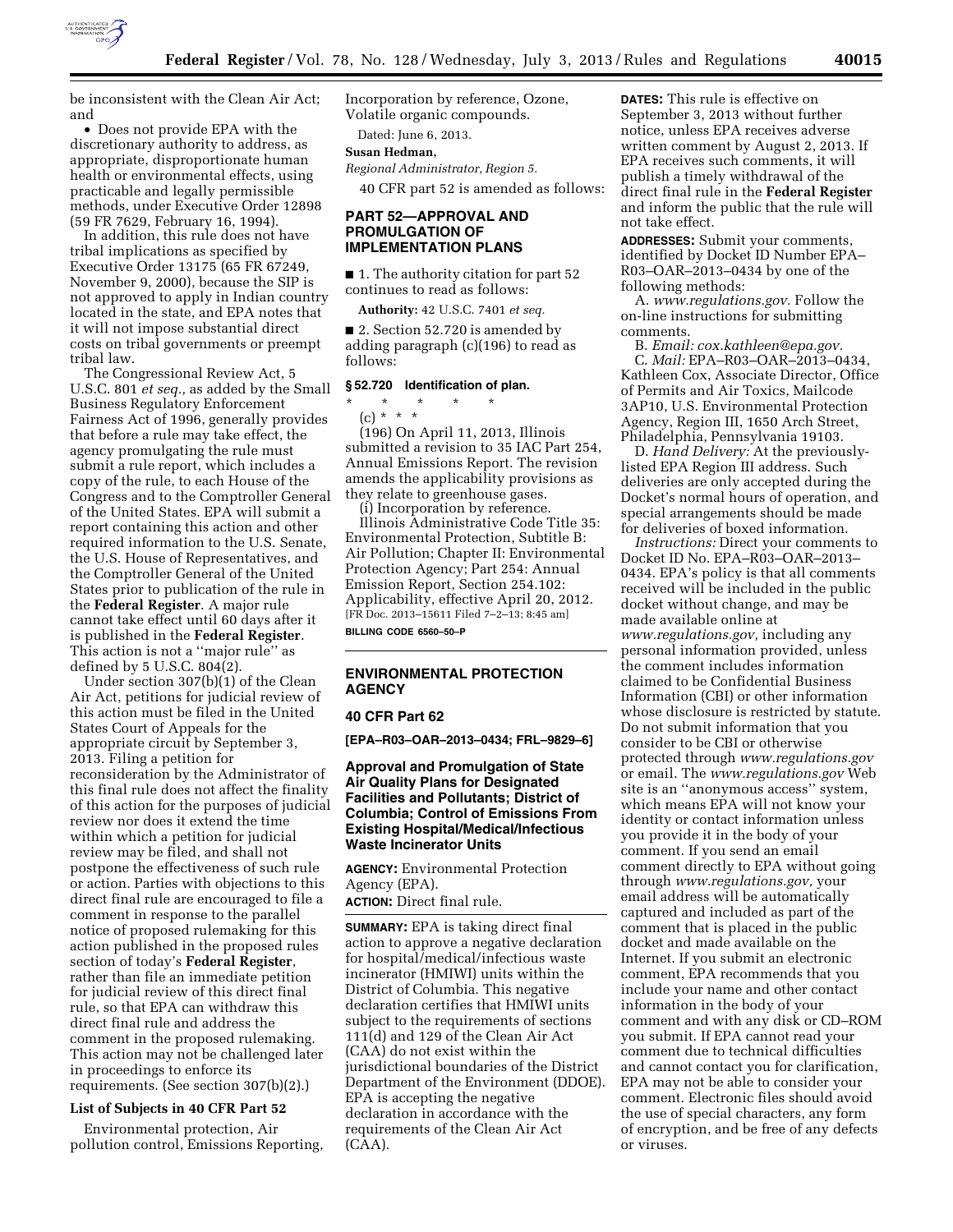be inconsistent with the Clean Air Act; and

- Does not provide EPA with the discretionary authority to address, as appropriate, disproportionate human health or environmental effects, using practicable and legally permissible methods, under Executive Order 12898 (59 FR 7629, February 16, 1994).

In addition, this rule does not have tribal implications as specified by Executive Order 13175 (65 FR 67249, November 9, 2000), because the SIP is not approved to apply in Indian country located in the state, and EPA notes that it will not impose substantial direct costs on tribal governments or preempt tribal law.

The Congressional Review Act, 5 U.S.C. 801 *et seq.,* as added by the Small Business Regulatory Enforcement Fairness Act of 1996, generally provides that before a rule may take effect, the agency promulgating the rule must submit a rule report, which includes a copy of the rule, to each House of the Congress and to the Comptroller General of the United States. EPA will submit a report containing this action and other required information to the U.S. Senate, the U.S. House of Representatives, and the Comptroller General of the United States prior to publication of the rule in the **Federal Register**. A major rule cannot take effect until 60 days after it is published in the **Federal Register**. This action is not a ''major rule'' as defined by 5 U.S.C. 804(2).

Under section 307(b)(1) of the Clean Air Act, petitions for judicial review of this action must be filed in the United States Court of Appeals for the appropriate circuit by September 3, 2013. Filing a petition for reconsideration by the Administrator of this final rule does not affect the finality of this action for the purposes of judicial review nor does it extend the time within which a petition for judicial review may be filed, and shall not postpone the effectiveness of such rule or action. Parties with objections to this direct final rule are encouraged to file a comment in response to the parallel notice of proposed rulemaking for this action published in the proposed rules section of today's **Federal Register**, rather than file an immediate petition for judicial review of this direct final rule, so that EPA can withdraw this direct final rule and address the comment in the proposed rulemaking. This action may not be challenged later in proceedings to enforce its requirements. (See section 307(b)(2).)

### List of Subjects in 40 CFR Part 52

Environmental protection, Air pollution control, Emissions Reporting, Incorporation by reference, Ozone, Volatile organic compounds.

Dated: June 6, 2013.

**Susan Hedman,**

*Regional Administrator, Region 5.*

40 CFR part 52 is amended as follows:

## PART 52—APPROVAL AND PROMULGATION OF IMPLEMENTATION PLANS

■ 1. The authority citation for part 52 continues to read as follows:

**Authority:** 42 U.S.C. 7401 *et seq.*

■ 2. Section 52.720 is amended by adding paragraph (c)(196) to read as follows:

### § 52.720 Identification of plan.

\* \* \* \* \*

(c) \* \* \*

(196) On April 11, 2013, Illinois submitted a revision to 35 IAC Part 254, Annual Emissions Report. The revision amends the applicability provisions as they relate to greenhouse gases.

(i) Incorporation by reference.

Illinois Administrative Code Title 35: Environmental Protection, Subtitle B: Air Pollution; Chapter II: Environmental Protection Agency; Part 254: Annual Emission Report, Section 254.102: Applicability, effective April 20, 2012.

[FR Doc. 2013–15611 Filed 7–2–13; 8:45 am]

**BILLING CODE 6560–50–P**

---

## ENVIRONMENTAL PROTECTION AGENCY

### 40 CFR Part 62

**[EPA–R03–OAR–2013–0434; FRL–9829–6]**

## Approval and Promulgation of State Air Quality Plans for Designated Facilities and Pollutants; District of Columbia; Control of Emissions From Existing Hospital/Medical/Infectious Waste Incinerator Units

**AGENCY:** Environmental Protection Agency (EPA).

**ACTION:** Direct final rule.

**SUMMARY:** EPA is taking direct final action to approve a negative declaration for hospital/medical/infectious waste incinerator (HMIWI) units within the District of Columbia. This negative declaration certifies that HMIWI units subject to the requirements of sections 111(d) and 129 of the Clean Air Act (CAA) do not exist within the jurisdictional boundaries of the District Department of the Environment (DDOE). EPA is accepting the negative declaration in accordance with the requirements of the Clean Air Act (CAA).

**DATES:** This rule is effective on September 3, 2013 without further notice, unless EPA receives adverse written comment by August 2, 2013. If EPA receives such comments, it will publish a timely withdrawal of the direct final rule in the **Federal Register** and inform the public that the rule will not take effect.

**ADDRESSES:** Submit your comments, identified by Docket ID Number EPA–R03–OAR–2013–0434 by one of the following methods:

A. *www.regulations.gov.* Follow the on-line instructions for submitting comments.

B. *Email: cox.kathleen@epa.gov.*

C. *Mail:* EPA–R03–OAR–2013–0434, Kathleen Cox, Associate Director, Office of Permits and Air Toxics, Mailcode 3AP10, U.S. Environmental Protection Agency, Region III, 1650 Arch Street, Philadelphia, Pennsylvania 19103.

D. *Hand Delivery:* At the previously-listed EPA Region III address. Such deliveries are only accepted during the Docket's normal hours of operation, and special arrangements should be made for deliveries of boxed information.

*Instructions:* Direct your comments to Docket ID No. EPA–R03–OAR–2013–0434. EPA's policy is that all comments received will be included in the public docket without change, and may be made available online at *www.regulations.gov,* including any personal information provided, unless the comment includes information claimed to be Confidential Business Information (CBI) or other information whose disclosure is restricted by statute. Do not submit information that you consider to be CBI or otherwise protected through *www.regulations.gov* or email. The *www.regulations.gov* Web site is an ''anonymous access'' system, which means EPA will not know your identity or contact information unless you provide it in the body of your comment. If you send an email comment directly to EPA without going through *www.regulations.gov,* your email address will be automatically captured and included as part of the comment that is placed in the public docket and made available on the Internet. If you submit an electronic comment, EPA recommends that you include your name and other contact information in the body of your comment and with any disk or CD–ROM you submit. If EPA cannot read your comment due to technical difficulties and cannot contact you for clarification, EPA may not be able to consider your comment. Electronic files should avoid the use of special characters, any form of encryption, and be free of any defects or viruses.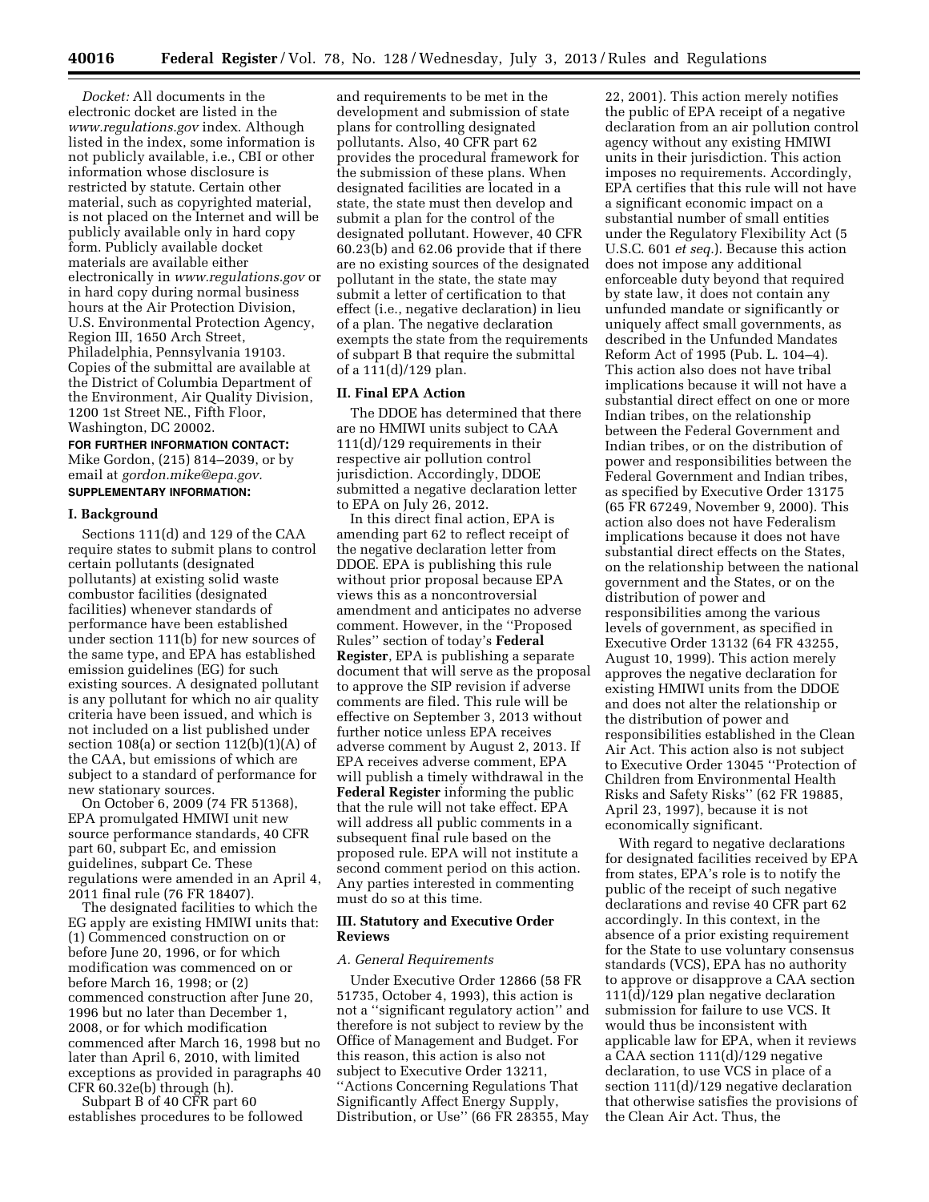*Docket:* All documents in the electronic docket are listed in the *www.regulations.gov* index. Although listed in the index, some information is not publicly available, i.e., CBI or other information whose disclosure is restricted by statute. Certain other material, such as copyrighted material, is not placed on the Internet and will be publicly available only in hard copy form. Publicly available docket materials are available either electronically in *www.regulations.gov* or in hard copy during normal business hours at the Air Protection Division, U.S. Environmental Protection Agency, Region III, 1650 Arch Street, Philadelphia, Pennsylvania 19103. Copies of the submittal are available at the District of Columbia Department of the Environment, Air Quality Division, 1200 1st Street NE., Fifth Floor, Washington, DC 20002.

**FOR FURTHER INFORMATION CONTACT:** Mike Gordon, (215) 814–2039, or by email at *gordon.mike@epa.gov.*

**SUPPLEMENTARY INFORMATION:**

## I. Background

Sections 111(d) and 129 of the CAA require states to submit plans to control certain pollutants (designated pollutants) at existing solid waste combustor facilities (designated facilities) whenever standards of performance have been established under section 111(b) for new sources of the same type, and EPA has established emission guidelines (EG) for such existing sources. A designated pollutant is any pollutant for which no air quality criteria have been issued, and which is not included on a list published under section 108(a) or section 112(b)(1)(A) of the CAA, but emissions of which are subject to a standard of performance for new stationary sources.

On October 6, 2009 (74 FR 51368), EPA promulgated HMIWI unit new source performance standards, 40 CFR part 60, subpart Ec, and emission guidelines, subpart Ce. These regulations were amended in an April 4, 2011 final rule (76 FR 18407).

The designated facilities to which the EG apply are existing HMIWI units that: (1) Commenced construction on or before June 20, 1996, or for which modification was commenced on or before March 16, 1998; or (2) commenced construction after June 20, 1996 but no later than December 1, 2008, or for which modification commenced after March 16, 1998 but no later than April 6, 2010, with limited exceptions as provided in paragraphs 40 CFR 60.32e(b) through (h).

Subpart B of 40 CFR part 60 establishes procedures to be followed and requirements to be met in the development and submission of state plans for controlling designated pollutants. Also, 40 CFR part 62 provides the procedural framework for the submission of these plans. When designated facilities are located in a state, the state must then develop and submit a plan for the control of the designated pollutant. However, 40 CFR 60.23(b) and 62.06 provide that if there are no existing sources of the designated pollutant in the state, the state may submit a letter of certification to that effect (i.e., negative declaration) in lieu of a plan. The negative declaration exempts the state from the requirements of subpart B that require the submittal of a 111(d)/129 plan.

## II. Final EPA Action

The DDOE has determined that there are no HMIWI units subject to CAA 111(d)/129 requirements in their respective air pollution control jurisdiction. Accordingly, DDOE submitted a negative declaration letter to EPA on July 26, 2012.

In this direct final action, EPA is amending part 62 to reflect receipt of the negative declaration letter from DDOE. EPA is publishing this rule without prior proposal because EPA views this as a noncontroversial amendment and anticipates no adverse comment. However, in the ''Proposed Rules'' section of today's **Federal Register**, EPA is publishing a separate document that will serve as the proposal to approve the SIP revision if adverse comments are filed. This rule will be effective on September 3, 2013 without further notice unless EPA receives adverse comment by August 2, 2013. If EPA receives adverse comment, EPA will publish a timely withdrawal in the **Federal Register** informing the public that the rule will not take effect. EPA will address all public comments in a subsequent final rule based on the proposed rule. EPA will not institute a second comment period on this action. Any parties interested in commenting must do so at this time.

## III. Statutory and Executive Order Reviews

### *A. General Requirements*

Under Executive Order 12866 (58 FR 51735, October 4, 1993), this action is not a ''significant regulatory action'' and therefore is not subject to review by the Office of Management and Budget. For this reason, this action is also not subject to Executive Order 13211, ''Actions Concerning Regulations That Significantly Affect Energy Supply, Distribution, or Use'' (66 FR 28355, May 22, 2001). This action merely notifies the public of EPA receipt of a negative declaration from an air pollution control agency without any existing HMIWI units in their jurisdiction. This action imposes no requirements. Accordingly, EPA certifies that this rule will not have a significant economic impact on a substantial number of small entities under the Regulatory Flexibility Act (5 U.S.C. 601 *et seq.*). Because this action does not impose any additional enforceable duty beyond that required by state law, it does not contain any unfunded mandate or significantly or uniquely affect small governments, as described in the Unfunded Mandates Reform Act of 1995 (Pub. L. 104–4). This action also does not have tribal implications because it will not have a substantial direct effect on one or more Indian tribes, on the relationship between the Federal Government and Indian tribes, or on the distribution of power and responsibilities between the Federal Government and Indian tribes, as specified by Executive Order 13175 (65 FR 67249, November 9, 2000). This action also does not have Federalism implications because it does not have substantial direct effects on the States, on the relationship between the national government and the States, or on the distribution of power and responsibilities among the various levels of government, as specified in Executive Order 13132 (64 FR 43255, August 10, 1999). This action merely approves the negative declaration for existing HMIWI units from the DDOE and does not alter the relationship or the distribution of power and responsibilities established in the Clean Air Act. This action also is not subject to Executive Order 13045 ''Protection of Children from Environmental Health Risks and Safety Risks'' (62 FR 19885, April 23, 1997), because it is not economically significant.

With regard to negative declarations for designated facilities received by EPA from states, EPA's role is to notify the public of the receipt of such negative declarations and revise 40 CFR part 62 accordingly. In this context, in the absence of a prior existing requirement for the State to use voluntary consensus standards (VCS), EPA has no authority to approve or disapprove a CAA section 111(d)/129 plan negative declaration submission for failure to use VCS. It would thus be inconsistent with applicable law for EPA, when it reviews a CAA section 111(d)/129 negative declaration, to use VCS in place of a section 111(d)/129 negative declaration that otherwise satisfies the provisions of the Clean Air Act. Thus, the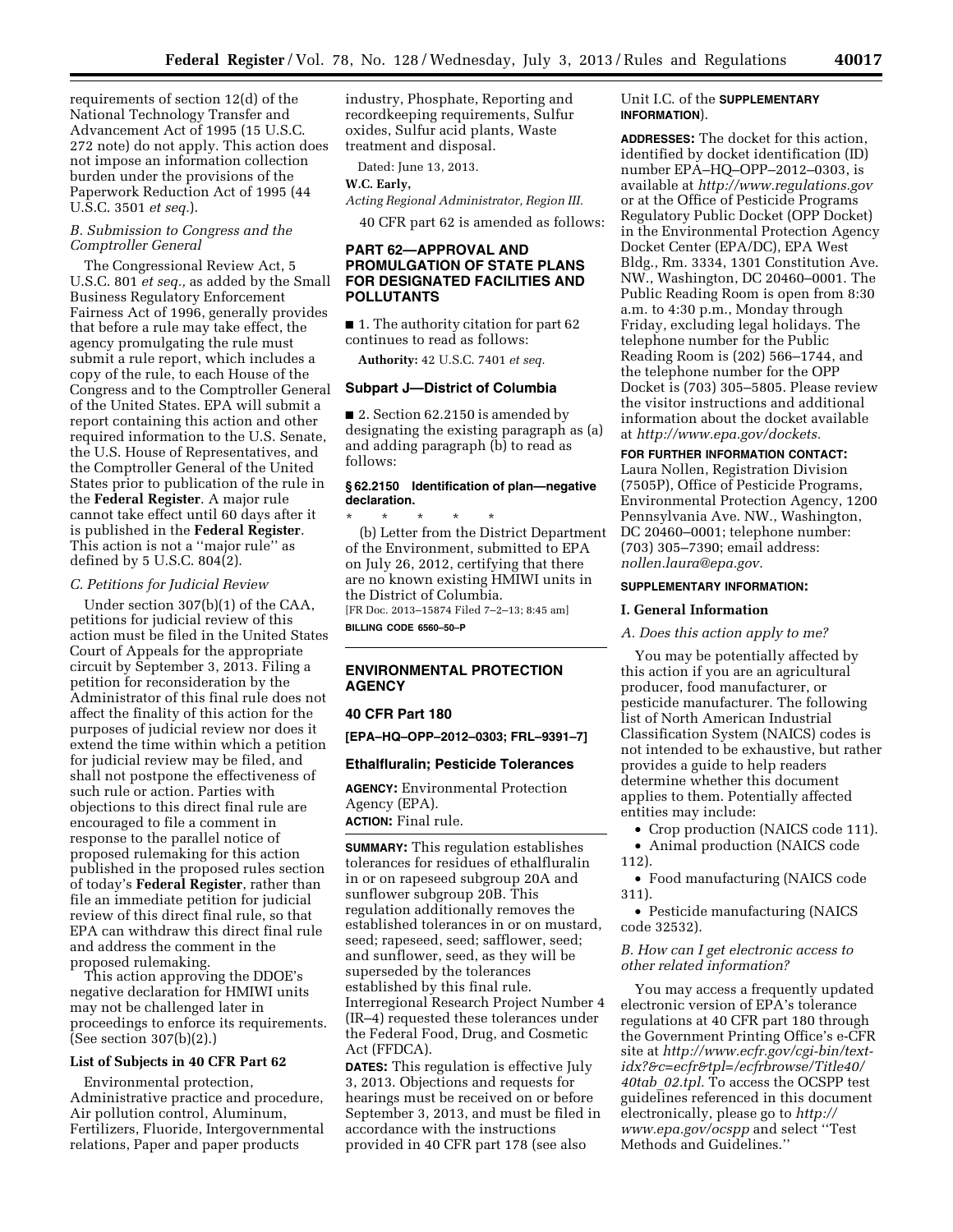requirements of section 12(d) of the National Technology Transfer and Advancement Act of 1995 (15 U.S.C. 272 note) do not apply. This action does not impose an information collection burden under the provisions of the Paperwork Reduction Act of 1995 (44 U.S.C. 3501 *et seq.*).

### *B. Submission to Congress and the Comptroller General*

The Congressional Review Act, 5 U.S.C. 801 *et seq.,* as added by the Small Business Regulatory Enforcement Fairness Act of 1996, generally provides that before a rule may take effect, the agency promulgating the rule must submit a rule report, which includes a copy of the rule, to each House of the Congress and to the Comptroller General of the United States. EPA will submit a report containing this action and other required information to the U.S. Senate, the U.S. House of Representatives, and the Comptroller General of the United States prior to publication of the rule in the **Federal Register**. A major rule cannot take effect until 60 days after it is published in the **Federal Register**. This action is not a ''major rule'' as defined by 5 U.S.C. 804(2).

### *C. Petitions for Judicial Review*

Under section 307(b)(1) of the CAA, petitions for judicial review of this action must be filed in the United States Court of Appeals for the appropriate circuit by September 3, 2013. Filing a petition for reconsideration by the Administrator of this final rule does not affect the finality of this action for the purposes of judicial review nor does it extend the time within which a petition for judicial review may be filed, and shall not postpone the effectiveness of such rule or action. Parties with objections to this direct final rule are encouraged to file a comment in response to the parallel notice of proposed rulemaking for this action published in the proposed rules section of today's **Federal Register**, rather than file an immediate petition for judicial review of this direct final rule, so that EPA can withdraw this direct final rule and address the comment in the proposed rulemaking.

This action approving the DDOE's negative declaration for HMIWI units may not be challenged later in proceedings to enforce its requirements. (See section 307(b)(2).)

### List of Subjects in 40 CFR Part 62

Environmental protection, Administrative practice and procedure, Air pollution control, Aluminum, Fertilizers, Fluoride, Intergovernmental relations, Paper and paper products industry, Phosphate, Reporting and recordkeeping requirements, Sulfur oxides, Sulfur acid plants, Waste treatment and disposal.

Dated: June 13, 2013.

**W.C. Early,**

*Acting Regional Administrator, Region III.*

40 CFR part 62 is amended as follows:

## PART 62—APPROVAL AND PROMULGATION OF STATE PLANS FOR DESIGNATED FACILITIES AND POLLUTANTS

■ 1. The authority citation for part 62 continues to read as follows:

**Authority:** 42 U.S.C. 7401 *et seq.*

### Subpart J—District of Columbia

■ 2. Section 62.2150 is amended by designating the existing paragraph as (a) and adding paragraph (b) to read as follows:

#### § 62.2150 Identification of plan—negative declaration.

\* \* \* \* \*

(b) Letter from the District Department of the Environment, submitted to EPA on July 26, 2012, certifying that there are no known existing HMIWI units in the District of Columbia.

[FR Doc. 2013–15874 Filed 7–2–13; 8:45 am]

**BILLING CODE 6560–50–P**

## ENVIRONMENTAL PROTECTION AGENCY

### 40 CFR Part 180

**[EPA–HQ–OPP–2012–0303; FRL–9391–7]**

### Ethalfluralin; Pesticide Tolerances

**AGENCY:** Environmental Protection Agency (EPA).

**ACTION:** Final rule.

**SUMMARY:** This regulation establishes tolerances for residues of ethalfluralin in or on rapeseed subgroup 20A and sunflower subgroup 20B. This regulation additionally removes the established tolerances in or on mustard, seed; rapeseed, seed; safflower, seed; and sunflower, seed, as they will be superseded by the tolerances established by this final rule. Interregional Research Project Number 4 (IR–4) requested these tolerances under the Federal Food, Drug, and Cosmetic Act (FFDCA).

**DATES:** This regulation is effective July 3, 2013. Objections and requests for hearings must be received on or before September 3, 2013, and must be filed in accordance with the instructions provided in 40 CFR part 178 (see also Unit I.C. of the **SUPPLEMENTARY INFORMATION**).

**ADDRESSES:** The docket for this action, identified by docket identification (ID) number EPA–HQ–OPP–2012–0303, is available at *http://www.regulations.gov* or at the Office of Pesticide Programs Regulatory Public Docket (OPP Docket) in the Environmental Protection Agency Docket Center (EPA/DC), EPA West Bldg., Rm. 3334, 1301 Constitution Ave. NW., Washington, DC 20460–0001. The Public Reading Room is open from 8:30 a.m. to 4:30 p.m., Monday through Friday, excluding legal holidays. The telephone number for the Public Reading Room is (202) 566–1744, and the telephone number for the OPP Docket is (703) 305–5805. Please review the visitor instructions and additional information about the docket available at *http://www.epa.gov/dockets.*

**FOR FURTHER INFORMATION CONTACT:** Laura Nollen, Registration Division (7505P), Office of Pesticide Programs, Environmental Protection Agency, 1200 Pennsylvania Ave. NW., Washington, DC 20460–0001; telephone number: (703) 305–7390; email address: *nollen.laura@epa.gov.*

**SUPPLEMENTARY INFORMATION:**

### I. General Information

*A. Does this action apply to me?*

You may be potentially affected by this action if you are an agricultural producer, food manufacturer, or pesticide manufacturer. The following list of North American Industrial Classification System (NAICS) codes is not intended to be exhaustive, but rather provides a guide to help readers determine whether this document applies to them. Potentially affected entities may include:

- Crop production (NAICS code 111).
- Animal production (NAICS code 112).
- Food manufacturing (NAICS code 311).
- Pesticide manufacturing (NAICS code 32532).

*B. How can I get electronic access to other related information?*

You may access a frequently updated electronic version of EPA's tolerance regulations at 40 CFR part 180 through the Government Printing Office's e-CFR site at *http://www.ecfr.gov/cgi-bin/text-idx?&c=ecfr&tpl=/ecfrbrowse/Title40/40tab_02.tpl.* To access the OCSPP test guidelines referenced in this document electronically, please go to *http://www.epa.gov/ocspp* and select ''Test Methods and Guidelines.''